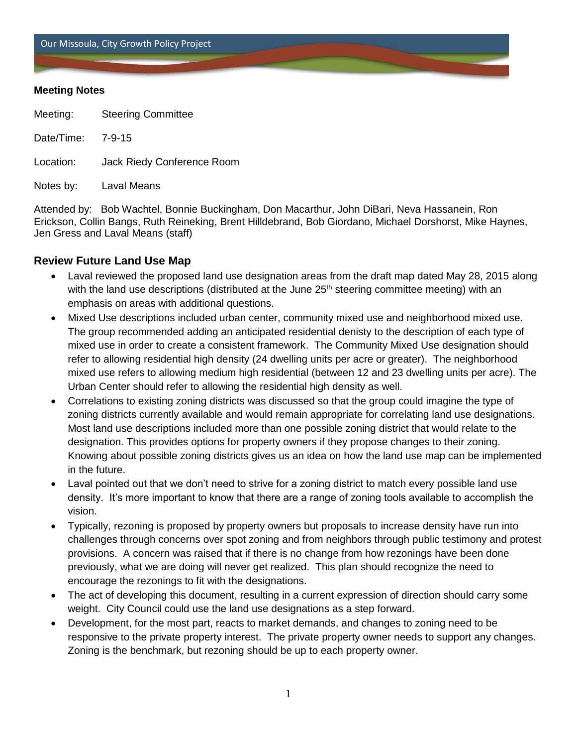Our Missoula, City Growth Policy Project

**Meeting Notes**

Meeting: Steering Committee

Date/Time: 7-9-15

Location: Jack Riedy Conference Room

Notes by: Laval Means

Attended by: Bob Wachtel, Bonnie Buckingham, Don Macarthur, John DiBari, Neva Hassanein, Ron Erickson, Collin Bangs, Ruth Reineking, Brent Hilldebrand, Bob Giordano, Michael Dorshorst, Mike Haynes, Jen Gress and Laval Means (staff)

## Review Future Land Use Map

- Laval reviewed the proposed land use designation areas from the draft map dated May 28, 2015 along with the land use descriptions (distributed at the June 25th steering committee meeting) with an emphasis on areas with additional questions.
- Mixed Use descriptions included urban center, community mixed use and neighborhood mixed use. The group recommended adding an anticipated residential denisty to the description of each type of mixed use in order to create a consistent framework. The Community Mixed Use designation should refer to allowing residential high density (24 dwelling units per acre or greater). The neighborhood mixed use refers to allowing medium high residential (between 12 and 23 dwelling units per acre). The Urban Center should refer to allowing the residential high density as well.
- Correlations to existing zoning districts was discussed so that the group could imagine the type of zoning districts currently available and would remain appropriate for correlating land use designations. Most land use descriptions included more than one possible zoning district that would relate to the designation. This provides options for property owners if they propose changes to their zoning. Knowing about possible zoning districts gives us an idea on how the land use map can be implemented in the future.
- Laval pointed out that we don't need to strive for a zoning district to match every possible land use density. It's more important to know that there are a range of zoning tools available to accomplish the vision.
- Typically, rezoning is proposed by property owners but proposals to increase density have run into challenges through concerns over spot zoning and from neighbors through public testimony and protest provisions. A concern was raised that if there is no change from how rezonings have been done previously, what we are doing will never get realized. This plan should recognize the need to encourage the rezonings to fit with the designations.
- The act of developing this document, resulting in a current expression of direction should carry some weight. City Council could use the land use designations as a step forward.
- Development, for the most part, reacts to market demands, and changes to zoning need to be responsive to the private property interest. The private property owner needs to support any changes. Zoning is the benchmark, but rezoning should be up to each property owner.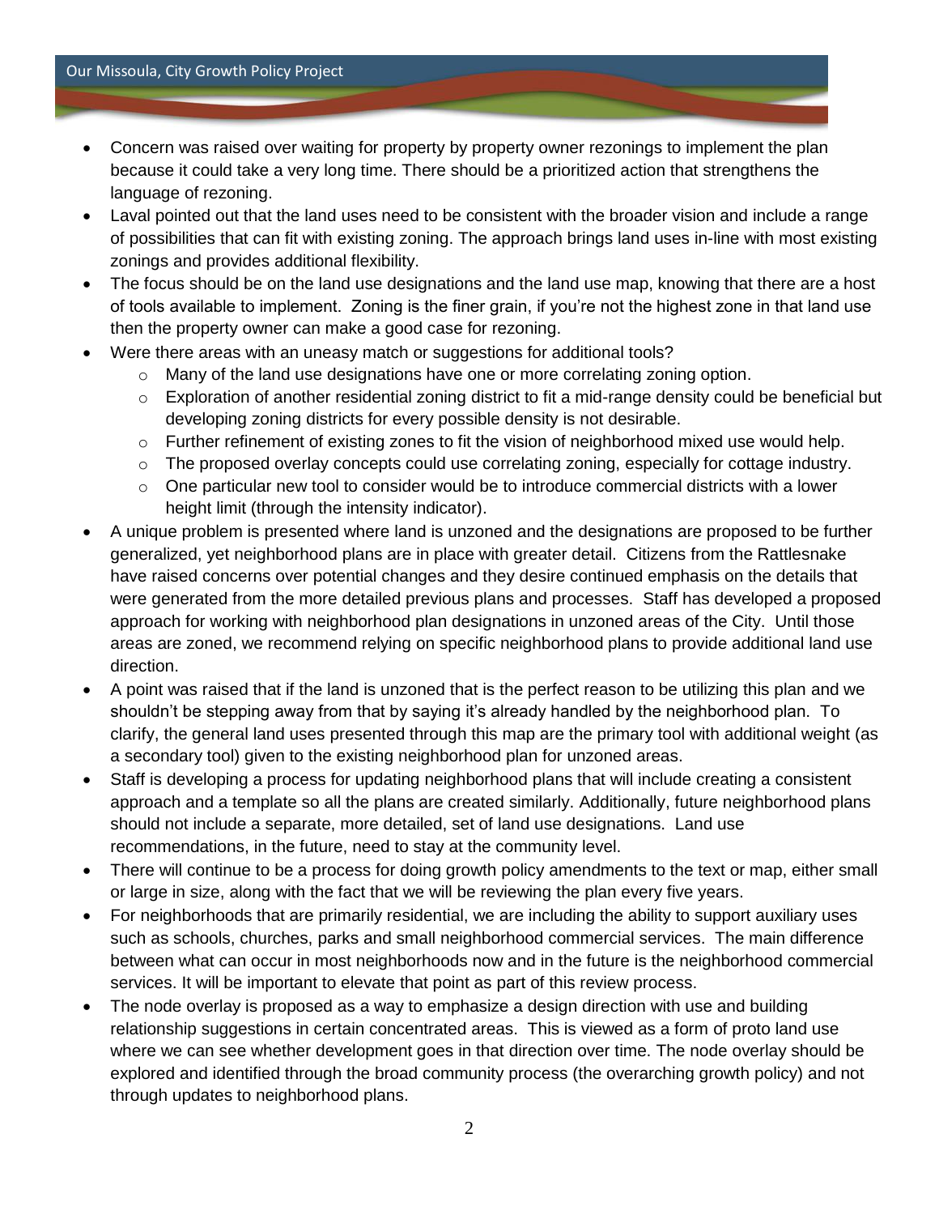- Concern was raised over waiting for property by property owner rezonings to implement the plan because it could take a very long time. There should be a prioritized action that strengthens the language of rezoning.
- Laval pointed out that the land uses need to be consistent with the broader vision and include a range of possibilities that can fit with existing zoning. The approach brings land uses in-line with most existing zonings and provides additional flexibility.
- The focus should be on the land use designations and the land use map, knowing that there are a host of tools available to implement. Zoning is the finer grain, if you're not the highest zone in that land use then the property owner can make a good case for rezoning.
- Were there areas with an uneasy match or suggestions for additional tools?
  - Many of the land use designations have one or more correlating zoning option.
  - Exploration of another residential zoning district to fit a mid-range density could be beneficial but developing zoning districts for every possible density is not desirable.
  - Further refinement of existing zones to fit the vision of neighborhood mixed use would help.
  - The proposed overlay concepts could use correlating zoning, especially for cottage industry.
  - One particular new tool to consider would be to introduce commercial districts with a lower height limit (through the intensity indicator).
- A unique problem is presented where land is unzoned and the designations are proposed to be further generalized, yet neighborhood plans are in place with greater detail. Citizens from the Rattlesnake have raised concerns over potential changes and they desire continued emphasis on the details that were generated from the more detailed previous plans and processes. Staff has developed a proposed approach for working with neighborhood plan designations in unzoned areas of the City. Until those areas are zoned, we recommend relying on specific neighborhood plans to provide additional land use direction.
- A point was raised that if the land is unzoned that is the perfect reason to be utilizing this plan and we shouldn't be stepping away from that by saying it's already handled by the neighborhood plan. To clarify, the general land uses presented through this map are the primary tool with additional weight (as a secondary tool) given to the existing neighborhood plan for unzoned areas.
- Staff is developing a process for updating neighborhood plans that will include creating a consistent approach and a template so all the plans are created similarly. Additionally, future neighborhood plans should not include a separate, more detailed, set of land use designations. Land use recommendations, in the future, need to stay at the community level.
- There will continue to be a process for doing growth policy amendments to the text or map, either small or large in size, along with the fact that we will be reviewing the plan every five years.
- For neighborhoods that are primarily residential, we are including the ability to support auxiliary uses such as schools, churches, parks and small neighborhood commercial services. The main difference between what can occur in most neighborhoods now and in the future is the neighborhood commercial services. It will be important to elevate that point as part of this review process.
- The node overlay is proposed as a way to emphasize a design direction with use and building relationship suggestions in certain concentrated areas. This is viewed as a form of proto land use where we can see whether development goes in that direction over time. The node overlay should be explored and identified through the broad community process (the overarching growth policy) and not through updates to neighborhood plans.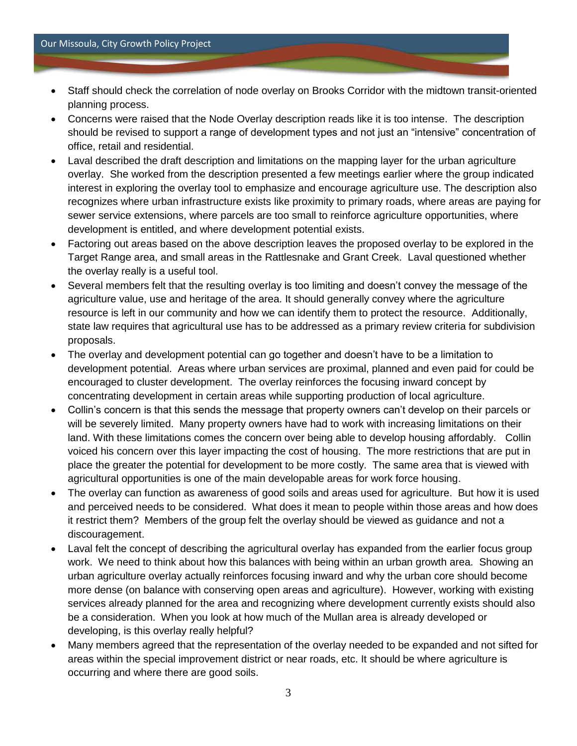- Staff should check the correlation of node overlay on Brooks Corridor with the midtown transit-oriented planning process.
- Concerns were raised that the Node Overlay description reads like it is too intense. The description should be revised to support a range of development types and not just an "intensive" concentration of office, retail and residential.
- Laval described the draft description and limitations on the mapping layer for the urban agriculture overlay. She worked from the description presented a few meetings earlier where the group indicated interest in exploring the overlay tool to emphasize and encourage agriculture use. The description also recognizes where urban infrastructure exists like proximity to primary roads, where areas are paying for sewer service extensions, where parcels are too small to reinforce agriculture opportunities, where development is entitled, and where development potential exists.
- Factoring out areas based on the above description leaves the proposed overlay to be explored in the Target Range area, and small areas in the Rattlesnake and Grant Creek. Laval questioned whether the overlay really is a useful tool.
- Several members felt that the resulting overlay is too limiting and doesn't convey the message of the agriculture value, use and heritage of the area. It should generally convey where the agriculture resource is left in our community and how we can identify them to protect the resource. Additionally, state law requires that agricultural use has to be addressed as a primary review criteria for subdivision proposals.
- The overlay and development potential can go together and doesn't have to be a limitation to development potential. Areas where urban services are proximal, planned and even paid for could be encouraged to cluster development. The overlay reinforces the focusing inward concept by concentrating development in certain areas while supporting production of local agriculture.
- Collin's concern is that this sends the message that property owners can't develop on their parcels or will be severely limited. Many property owners have had to work with increasing limitations on their land. With these limitations comes the concern over being able to develop housing affordably. Collin voiced his concern over this layer impacting the cost of housing. The more restrictions that are put in place the greater the potential for development to be more costly. The same area that is viewed with agricultural opportunities is one of the main developable areas for work force housing.
- The overlay can function as awareness of good soils and areas used for agriculture. But how it is used and perceived needs to be considered. What does it mean to people within those areas and how does it restrict them? Members of the group felt the overlay should be viewed as guidance and not a discouragement.
- Laval felt the concept of describing the agricultural overlay has expanded from the earlier focus group work. We need to think about how this balances with being within an urban growth area. Showing an urban agriculture overlay actually reinforces focusing inward and why the urban core should become more dense (on balance with conserving open areas and agriculture). However, working with existing services already planned for the area and recognizing where development currently exists should also be a consideration. When you look at how much of the Mullan area is already developed or developing, is this overlay really helpful?
- Many members agreed that the representation of the overlay needed to be expanded and not sifted for areas within the special improvement district or near roads, etc. It should be where agriculture is occurring and where there are good soils.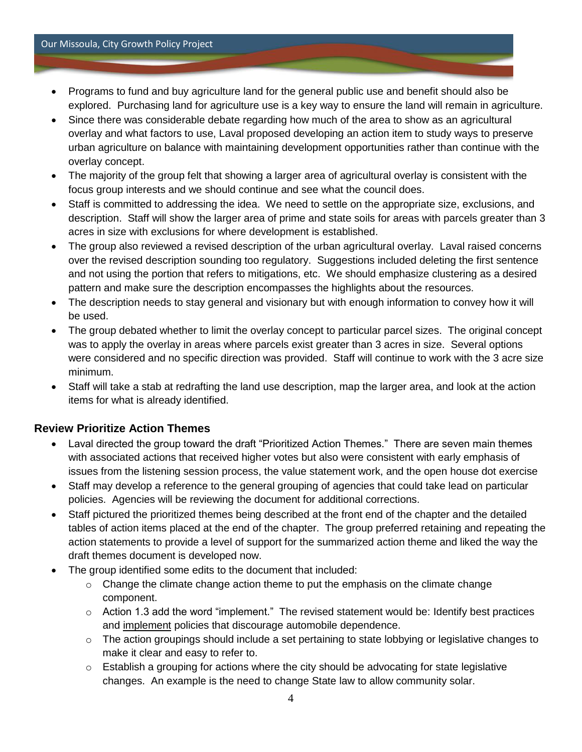- Programs to fund and buy agriculture land for the general public use and benefit should also be explored. Purchasing land for agriculture use is a key way to ensure the land will remain in agriculture.
- Since there was considerable debate regarding how much of the area to show as an agricultural overlay and what factors to use, Laval proposed developing an action item to study ways to preserve urban agriculture on balance with maintaining development opportunities rather than continue with the overlay concept.
- The majority of the group felt that showing a larger area of agricultural overlay is consistent with the focus group interests and we should continue and see what the council does.
- Staff is committed to addressing the idea. We need to settle on the appropriate size, exclusions, and description. Staff will show the larger area of prime and state soils for areas with parcels greater than 3 acres in size with exclusions for where development is established.
- The group also reviewed a revised description of the urban agricultural overlay. Laval raised concerns over the revised description sounding too regulatory. Suggestions included deleting the first sentence and not using the portion that refers to mitigations, etc. We should emphasize clustering as a desired pattern and make sure the description encompasses the highlights about the resources.
- The description needs to stay general and visionary but with enough information to convey how it will be used.
- The group debated whether to limit the overlay concept to particular parcel sizes. The original concept was to apply the overlay in areas where parcels exist greater than 3 acres in size. Several options were considered and no specific direction was provided. Staff will continue to work with the 3 acre size minimum.
- Staff will take a stab at redrafting the land use description, map the larger area, and look at the action items for what is already identified.

### Review Prioritize Action Themes

- Laval directed the group toward the draft "Prioritized Action Themes." There are seven main themes with associated actions that received higher votes but also were consistent with early emphasis of issues from the listening session process, the value statement work, and the open house dot exercise
- Staff may develop a reference to the general grouping of agencies that could take lead on particular policies. Agencies will be reviewing the document for additional corrections.
- Staff pictured the prioritized themes being described at the front end of the chapter and the detailed tables of action items placed at the end of the chapter. The group preferred retaining and repeating the action statements to provide a level of support for the summarized action theme and liked the way the draft themes document is developed now.
- The group identified some edits to the document that included:
  - Change the climate change action theme to put the emphasis on the climate change component.
  - Action 1.3 add the word "implement." The revised statement would be: Identify best practices and implement policies that discourage automobile dependence.
  - The action groupings should include a set pertaining to state lobbying or legislative changes to make it clear and easy to refer to.
  - Establish a grouping for actions where the city should be advocating for state legislative changes. An example is the need to change State law to allow community solar.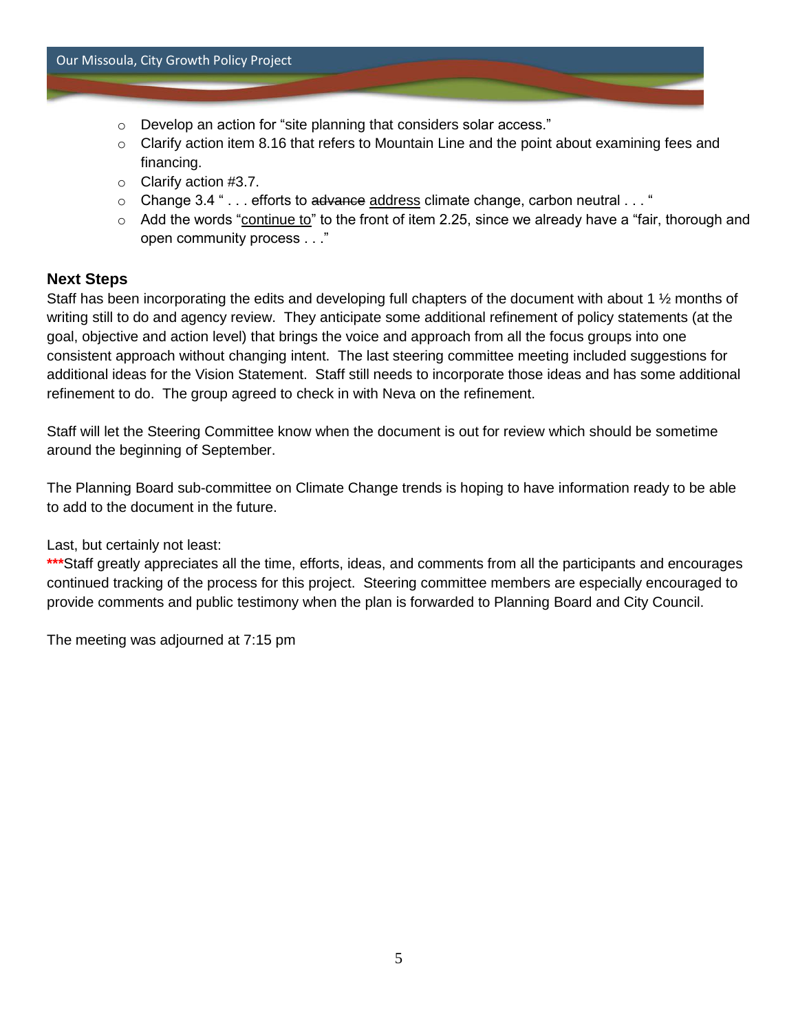- Develop an action for "site planning that considers solar access."
- Clarify action item 8.16 that refers to Mountain Line and the point about examining fees and financing.
- Clarify action #3.7.
- Change 3.4 " . . . efforts to ~~advance~~ <u>address</u> climate change, carbon neutral . . . "
- Add the words "<u>continue to</u>" to the front of item 2.25, since we already have a "fair, thorough and open community process . . ."

### Next Steps

Staff has been incorporating the edits and developing full chapters of the document with about 1 ½ months of writing still to do and agency review. They anticipate some additional refinement of policy statements (at the goal, objective and action level) that brings the voice and approach from all the focus groups into one consistent approach without changing intent. The last steering committee meeting included suggestions for additional ideas for the Vision Statement. Staff still needs to incorporate those ideas and has some additional refinement to do. The group agreed to check in with Neva on the refinement.

Staff will let the Steering Committee know when the document is out for review which should be sometime around the beginning of September.

The Planning Board sub-committee on Climate Change trends is hoping to have information ready to be able to add to the document in the future.

Last, but certainly not least:
***Staff greatly appreciates all the time, efforts, ideas, and comments from all the participants and encourages continued tracking of the process for this project. Steering committee members are especially encouraged to provide comments and public testimony when the plan is forwarded to Planning Board and City Council.

The meeting was adjourned at 7:15 pm